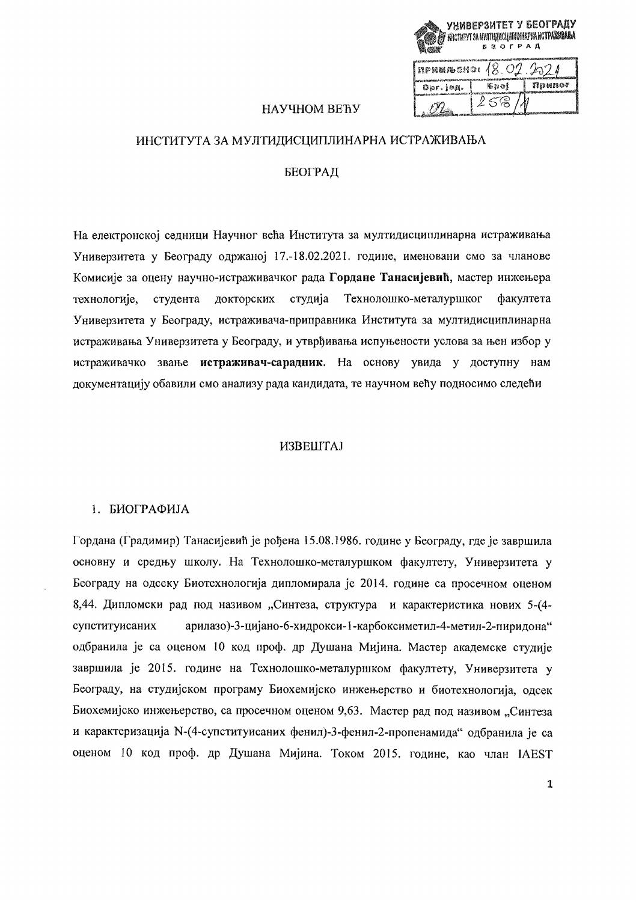УНИВЕРЗИТЕТ У БЕОГРАДУ
ИНСТИТУТ ЗА МУЛТИДИСЦИПЛИНАРНА ИСТРАЖИВАЊА
БЕОГРАД

| ПРИМЉЕНО: 18.02.2021 | | |
|---|---|---|
| Орг. јед. | Број | Прилог |
| 02 | 258/1 | |

НАУЧНОМ ВЕЋУ

ИНСТИТУТА ЗА МУЛТИДИСЦИПЛИНАРНА ИСТРАЖИВАЊА

БЕОГРАД

На електронској седници Научног већа Института за мултидисциплинарна истраживања Универзитета у Београду одржаној 17.-18.02.2021. године, именовани смо за чланове Комисије за оцену научно-истраживачког рада **Гордане Танасијевић**, мастер инжењера технологије, студента докторских студија Технолошко-металуршког факултета Универзитета у Београду, истраживача-приправника Института за мултидисциплинарна истраживања Универзитета у Београду, и утврђивања испуњености услова за њен избор у истраживачко звање **истраживач-сарадник**. На основу увида у доступну нам документацију обавили смо анализу рада кандидата, те научном већу подносимо следећи

## ИЗВЕШТАЈ

### 1. БИОГРАФИЈА

Гордана (Градимир) Танасијевић је рођена 15.08.1986. године у Београду, где је завршила основну и средњу школу. На Технолошко-металуршком факултету, Универзитета у Београду на одсеку Биотехнологија дипломирала је 2014. године са просечном оценом 8,44. Дипломски рад под називом „Синтеза, структура и карактеристика нових 5-(4-супституисаних арилазо)-3-цијано-6-хидрокси-1-карбоксиметил-4-метил-2-пиридона" одбранила је са оценом 10 код проф. др Душана Мијина. Мастер академске студије завршила је 2015. године на Технолошко-металуршком факултету, Универзитета у Београду, на студијском програму Биохемијско инжењерство и биотехнологија, одсек Биохемијско инжењерство, са просечном оценом 9,63. Мастер рад под називом „Синтеза и карактеризација N-(4-супституисаних фенил)-3-фенил-2-пропенамида" одбранила је са оценом 10 код проф. др Душана Мијина. Током 2015. године, као члан IAEST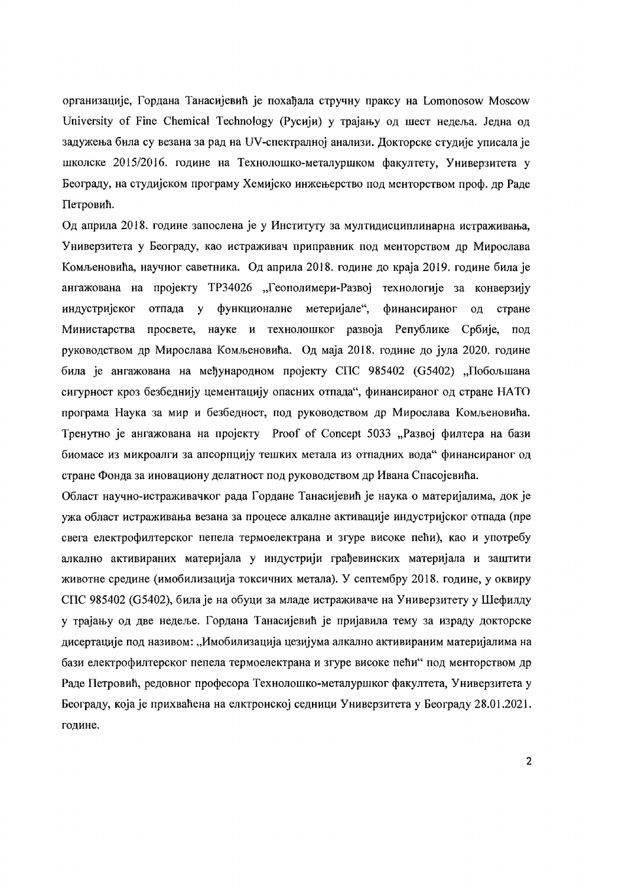организације, Гордана Танасијевић је похађала стручну праксу на Lomonosow Moscow University of Fine Chemical Technology (Русији) у трајању од шест недеља. Једна од задужења била су везана за рад на UV-спектралној анализи. Докторске студије уписала је школске 2015/2016. године на Технолошко-металуршком факултету, Универзитета у Београду, на студијском програму Хемијско инжењерство под менторством проф. др Раде Петровић.

Од априла 2018. године запослена је у Институту за мултидисциплинарна истраживања, Универзитета у Београду, као истраживач приправник под менторством др Мирослава Комљеновића, научног саветника. Од априла 2018. године до краја 2019. године била је ангажована на пројекту ТР34026 „Геополимери-Развој технологије за конверзију индустријског отпада у функционалне метеријале", финансираног од стране Министарства просвете, науке и технолошког развоја Републике Србије, под руководством др Мирослава Комљеновића. Од маја 2018. године до јула 2020. године била је ангажована на међународном пројекту СПС 985402 (G5402) „Побољшана сигурност кроз безеднију цементацију опасних отпада", финансираног од стране НАТО програма Наука за мир и безбедност, под руководством др Мирослава Комљеновића. Тренутно је ангажована на пројекту Proof of Concept 5033 „Развој филтера на бази биомасе из микроалги за апсорпцију тешких метала из отпадних вода" финансираног од стране Фонда за иновациону делатност под руководством др Ивана Спасојевића.

Област научно-истраживачког рада Гордане Танасијевић је наука о материјалима, док је ужа област истраживања везана за процесе алкалне активације индустријског отпада (пре свега електрофилтерског пепела термоелектрана и згуре високе пећи), као и употребу алкално активираних материјала у индустрији грађевинских материјала и заштити животне средине (имобилизација токсичних метала). У септембру 2018. године, у оквиру СПС 985402 (G5402), била је на обуци за младе истраживаче на Универзитету у Шефилду у трајању од две недеље. Гордана Танасијевић је пријавила тему за израду докторске дисертације под називом: „Имобилизација цезијума алкално активираним материјалима на бази електрофилтерског пепела термоелектрана и згуре високе пећи" под менторством др Раде Петровић, редовног професора Технолошко-металуршког факултета, Универзитета у Београду, која је прихваћена на елктронској седници Универзитета у Београду 28.01.2021. године.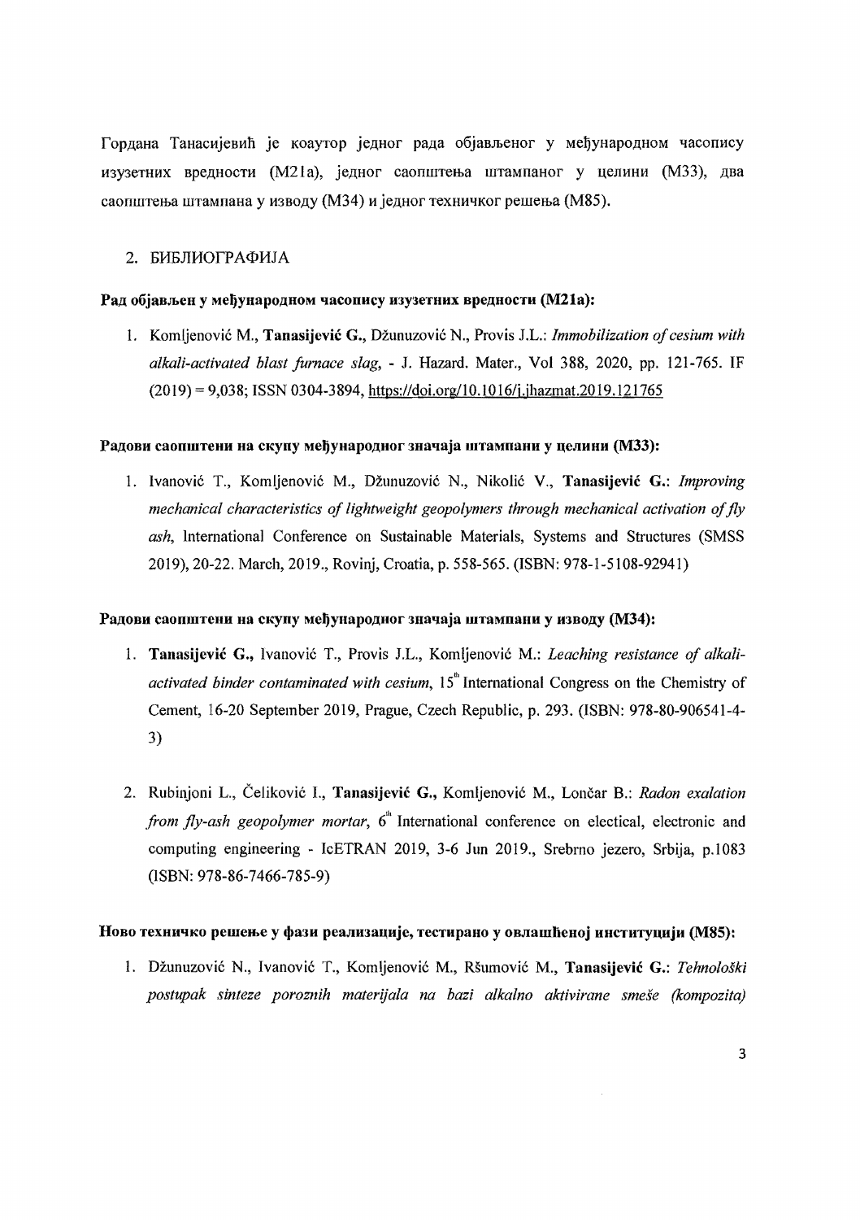Гордана Танасијевић је коаутор једног рада објављеног у међународном часопису изузетних вредности (M21a), једног саопштења штампаног у целини (M33), два саопштења штампана у изводу (M34) и једног техничког решења (M85).

## 2. БИБЛИОГРАФИЈА

**Рад објављен у међународном часопису изузетних вредности (M21a):**

1. Komljenović M., **Tanasijević G.**, Džunuzović N., Provis J.L.: *Immobilization of cesium with alkali-activated blast furnace slag*, - J. Hazard. Mater., Vol 388, 2020, pp. 121-765. IF (2019) = 9,038; ISSN 0304-3894, https://doi.org/10.1016/j.jhazmat.2019.121765

**Радови саопштени на скупу међународног значаја штампани у целини (M33):**

1. Ivanović T., Komljenović M., Džunuzović N., Nikolić V., **Tanasijević G.**: *Improving mechanical characteristics of lightweight geopolymers through mechanical activation of fly ash*, International Conference on Sustainable Materials, Systems and Structures (SMSS 2019), 20-22. March, 2019., Rovinj, Croatia, p. 558-565. (ISBN: 978-1-5108-92941)

**Радови саопштени на скупу међународног значаја штампани у изводу (M34):**

1. **Tanasijević G.,** Ivanović T., Provis J.L., Komljenović M.: *Leaching resistance of alkali-activated binder contaminated with cesium*, 15th International Congress on the Chemistry of Cement, 16-20 September 2019, Prague, Czech Republic, p. 293. (ISBN: 978-80-906541-4-3)

2. Rubinjoni L., Čeliković I., **Tanasijević G.,** Komljenović M., Lončar B.: *Radon exalation from fly-ash geopolymer mortar*, 6th International conference on electical, electronic and computing engineering - IcETRAN 2019, 3-6 Jun 2019., Srebrno jezero, Srbija, p.1083 (ISBN: 978-86-7466-785-9)

**Ново техничко решење у фази реализације, тестирано у овлашћеној институцији (M85):**

1. Džunuzović N., Ivanović T., Komljenović M., Ršumović M., **Tanasijević G.**: *Tehnološki postupak sinteze poroznih materijala na bazi alkalno aktivirane smeše (kompozita)*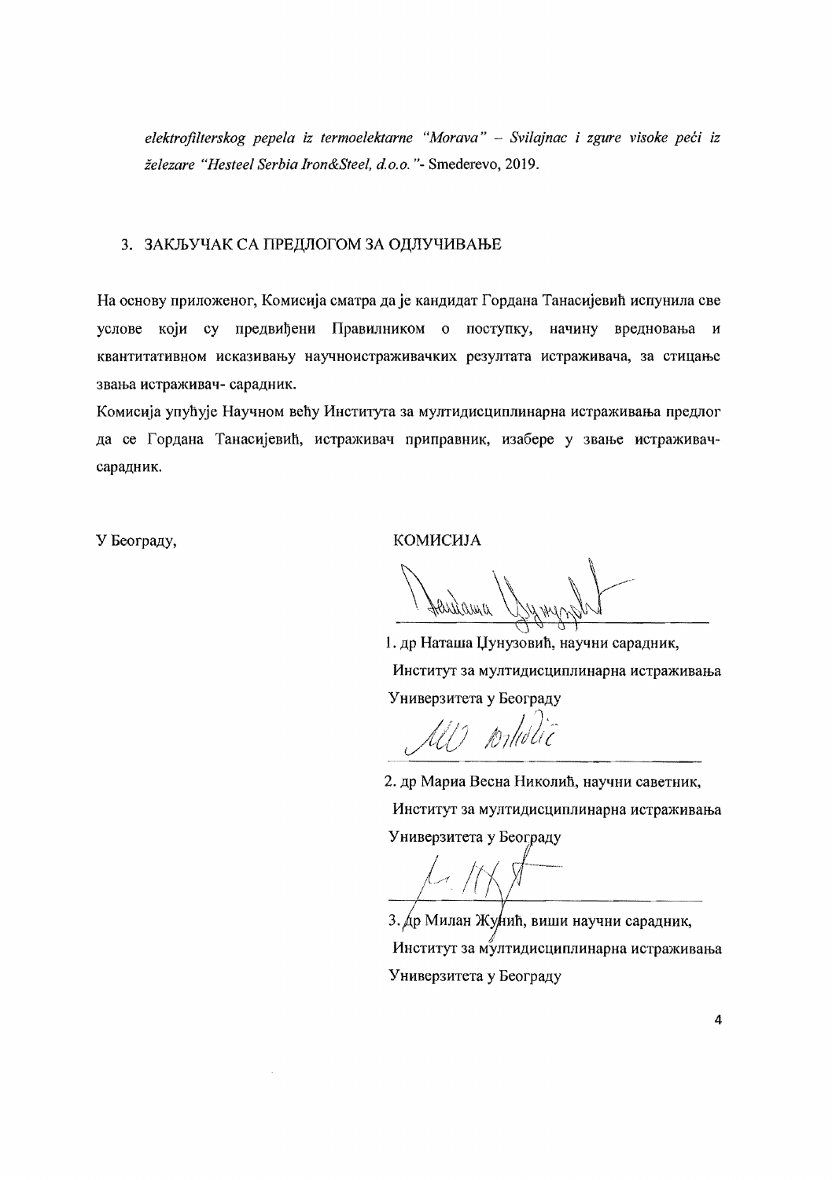*elektrofilterskog pepela iz termoelektarne "Morava" – Svilajnac i zgure visoke peći iz železare "Hesteel Serbia Iron&Steel, d.o.o."*- Smederevo, 2019.

## 3. ЗАКЉУЧАК СА ПРЕДЛОГОМ ЗА ОДЛУЧИВАЊЕ

На основу приложеног, Комисија сматра да је кандидат Гордана Танасијевић испунила све услове који су предвиђени Правилником о поступку, начину вредновања и квантитативном исказивању научноистраживачких резултата истраживача, за стицање звања истраживач- сарадник.

Комисија упућује Научном већу Института за мултидисциплинарна истраживања предлог да се Гордана Танасијевић, истраживач приправник, изабере у звање истраживач-сарадник.

У Београду,

КОМИСИЈА

1. др Наташа Џунузовић, научни сарадник,
Институт за мултидисциплинарна истраживања
Универзитета у Београду

2. др Мариа Весна Николић, научни саветник,
Институт за мултидисциплинарна истраживања
Универзитета у Београду

3. др Милан Жунић, виши научни сарадник,
Институт за мултидисциплинарна истраживања
Универзитета у Београду